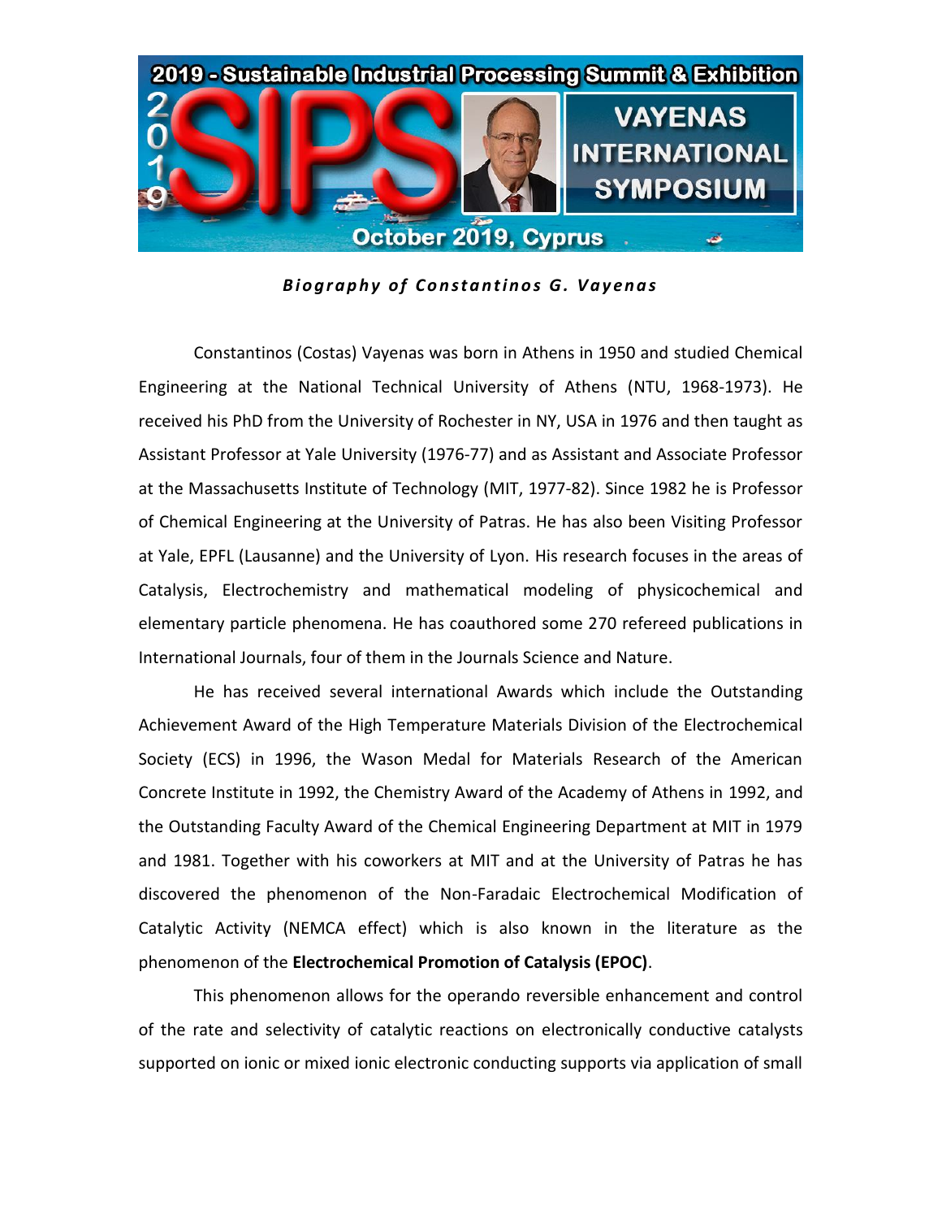2019 - Sustainable Industrial Processing Summit & Exhibition

VAYENAS INTERNATIONAL SYMPOSIUM

October 2019, Cyprus

***Biography of Constantinos G. Vayenas***

Constantinos (Costas) Vayenas was born in Athens in 1950 and studied Chemical Engineering at the National Technical University of Athens (NTU, 1968-1973). He received his PhD from the University of Rochester in NY, USA in 1976 and then taught as Assistant Professor at Yale University (1976-77) and as Assistant and Associate Professor at the Massachusetts Institute of Technology (MIT, 1977-82). Since 1982 he is Professor of Chemical Engineering at the University of Patras. He has also been Visiting Professor at Yale, EPFL (Lausanne) and the University of Lyon. His research focuses in the areas of Catalysis, Electrochemistry and mathematical modeling of physicochemical and elementary particle phenomena. He has coauthored some 270 refereed publications in International Journals, four of them in the Journals Science and Nature.

He has received several international Awards which include the Outstanding Achievement Award of the High Temperature Materials Division of the Electrochemical Society (ECS) in 1996, the Wason Medal for Materials Research of the American Concrete Institute in 1992, the Chemistry Award of the Academy of Athens in 1992, and the Outstanding Faculty Award of the Chemical Engineering Department at MIT in 1979 and 1981. Together with his coworkers at MIT and at the University of Patras he has discovered the phenomenon of the Non-Faradaic Electrochemical Modification of Catalytic Activity (NEMCA effect) which is also known in the literature as the phenomenon of the **Electrochemical Promotion of Catalysis (EPOC)**.

This phenomenon allows for the operando reversible enhancement and control of the rate and selectivity of catalytic reactions on electronically conductive catalysts supported on ionic or mixed ionic electronic conducting supports via application of small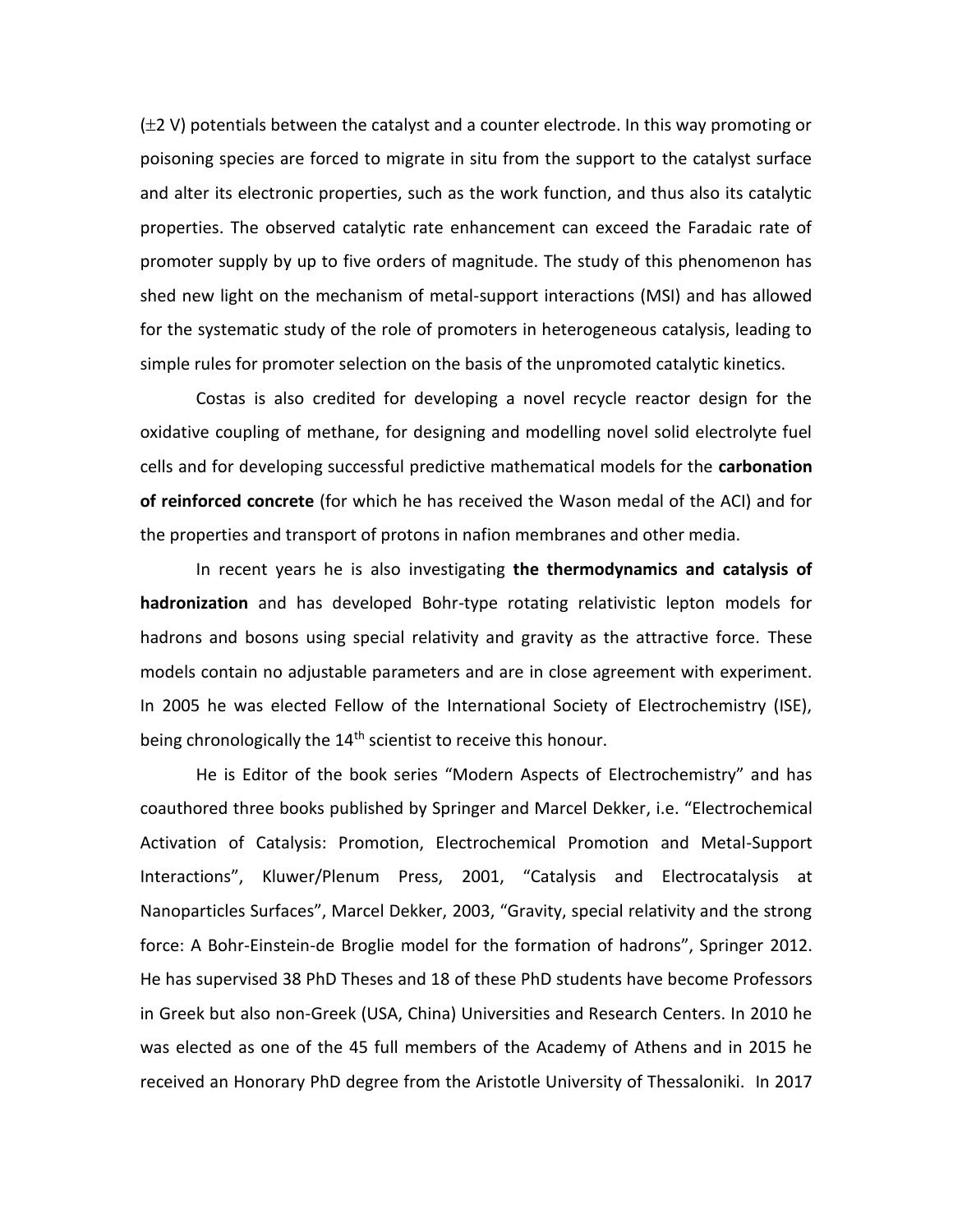($\pm$2 V) potentials between the catalyst and a counter electrode. In this way promoting or poisoning species are forced to migrate in situ from the support to the catalyst surface and alter its electronic properties, such as the work function, and thus also its catalytic properties. The observed catalytic rate enhancement can exceed the Faradaic rate of promoter supply by up to five orders of magnitude. The study of this phenomenon has shed new light on the mechanism of metal-support interactions (MSI) and has allowed for the systematic study of the role of promoters in heterogeneous catalysis, leading to simple rules for promoter selection on the basis of the unpromoted catalytic kinetics.

Costas is also credited for developing a novel recycle reactor design for the oxidative coupling of methane, for designing and modelling novel solid electrolyte fuel cells and for developing successful predictive mathematical models for the **carbonation of reinforced concrete** (for which he has received the Wason medal of the ACI) and for the properties and transport of protons in nafion membranes and other media.

In recent years he is also investigating **the thermodynamics and catalysis of hadronization** and has developed Bohr-type rotating relativistic lepton models for hadrons and bosons using special relativity and gravity as the attractive force. These models contain no adjustable parameters and are in close agreement with experiment. In 2005 he was elected Fellow of the International Society of Electrochemistry (ISE), being chronologically the 14th scientist to receive this honour.

He is Editor of the book series "Modern Aspects of Electrochemistry" and has coauthored three books published by Springer and Marcel Dekker, i.e. "Electrochemical Activation of Catalysis: Promotion, Electrochemical Promotion and Metal-Support Interactions", Kluwer/Plenum Press, 2001, "Catalysis and Electrocatalysis at Nanoparticles Surfaces", Marcel Dekker, 2003, "Gravity, special relativity and the strong force: A Bohr-Einstein-de Broglie model for the formation of hadrons", Springer 2012. He has supervised 38 PhD Theses and 18 of these PhD students have become Professors in Greek but also non-Greek (USA, China) Universities and Research Centers. In 2010 he was elected as one of the 45 full members of the Academy of Athens and in 2015 he received an Honorary PhD degree from the Aristotle University of Thessaloniki. In 2017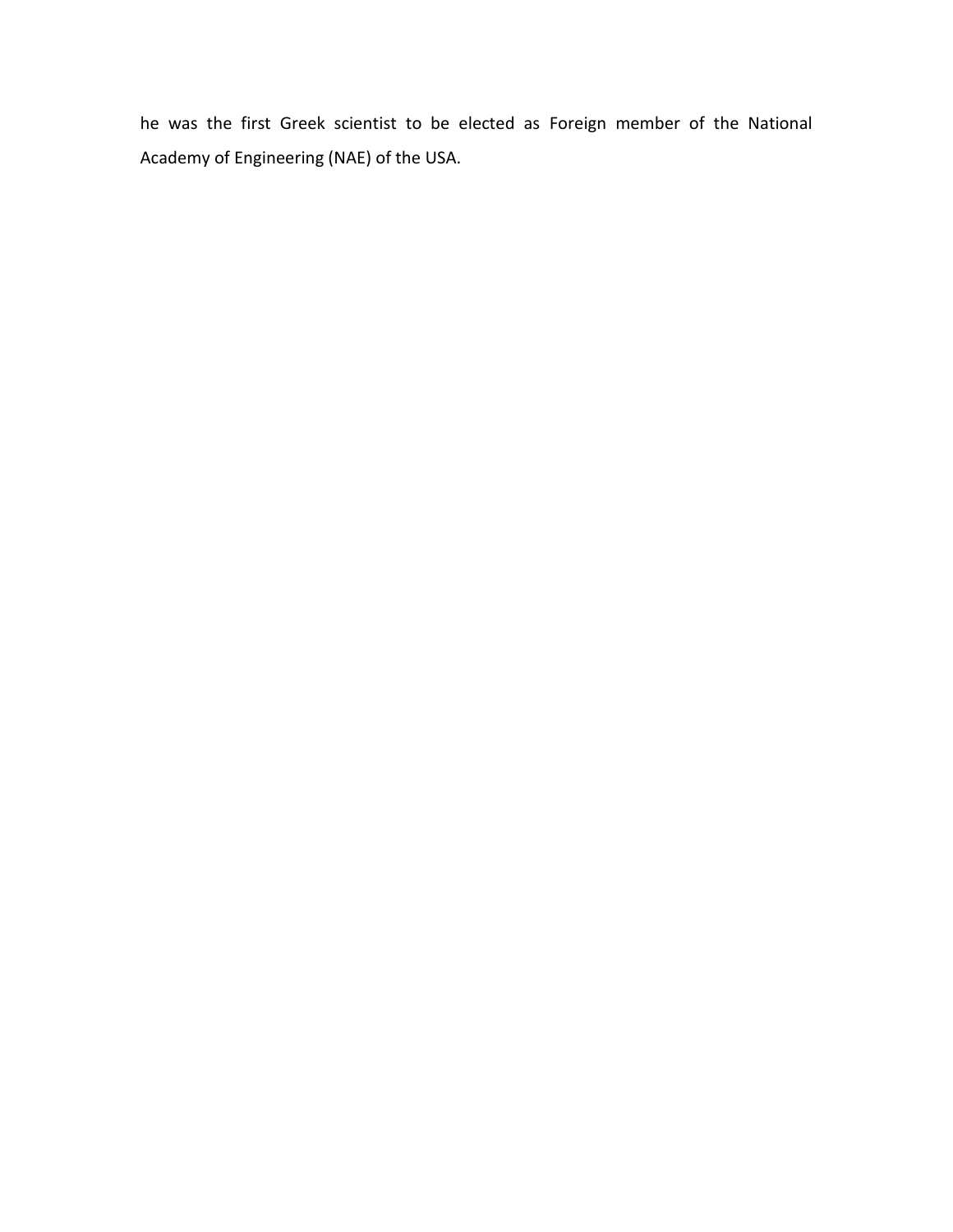he was the first Greek scientist to be elected as Foreign member of the National Academy of Engineering (NAE) of the USA.